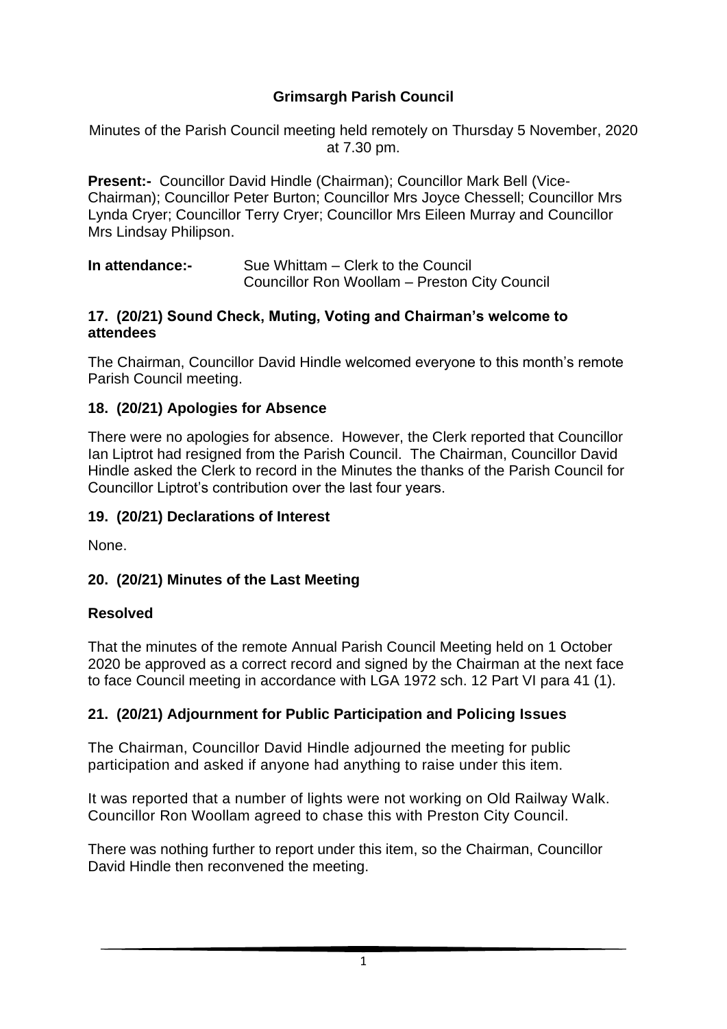# Grimsargh Parish Council

Minutes of the Parish Council meeting held remotely on Thursday 5 November, 2020 at 7.30 pm.

**Present:-** Councillor David Hindle (Chairman); Councillor Mark Bell (Vice-Chairman); Councillor Peter Burton; Councillor Mrs Joyce Chessell; Councillor Mrs Lynda Cryer; Councillor Terry Cryer; Councillor Mrs Eileen Murray and Councillor Mrs Lindsay Philipson.

**In attendance:-** Sue Whittam – Clerk to the Council
Councillor Ron Woollam – Preston City Council

## 17. (20/21) Sound Check, Muting, Voting and Chairman's welcome to attendees

The Chairman, Councillor David Hindle welcomed everyone to this month's remote Parish Council meeting.

## 18. (20/21) Apologies for Absence

There were no apologies for absence. However, the Clerk reported that Councillor Ian Liptrot had resigned from the Parish Council. The Chairman, Councillor David Hindle asked the Clerk to record in the Minutes the thanks of the Parish Council for Councillor Liptrot's contribution over the last four years.

## 19. (20/21) Declarations of Interest

None.

## 20. (20/21) Minutes of the Last Meeting

**Resolved**

That the minutes of the remote Annual Parish Council Meeting held on 1 October 2020 be approved as a correct record and signed by the Chairman at the next face to face Council meeting in accordance with LGA 1972 sch. 12 Part VI para 41 (1).

## 21. (20/21) Adjournment for Public Participation and Policing Issues

The Chairman, Councillor David Hindle adjourned the meeting for public participation and asked if anyone had anything to raise under this item.

It was reported that a number of lights were not working on Old Railway Walk. Councillor Ron Woollam agreed to chase this with Preston City Council.

There was nothing further to report under this item, so the Chairman, Councillor David Hindle then reconvened the meeting.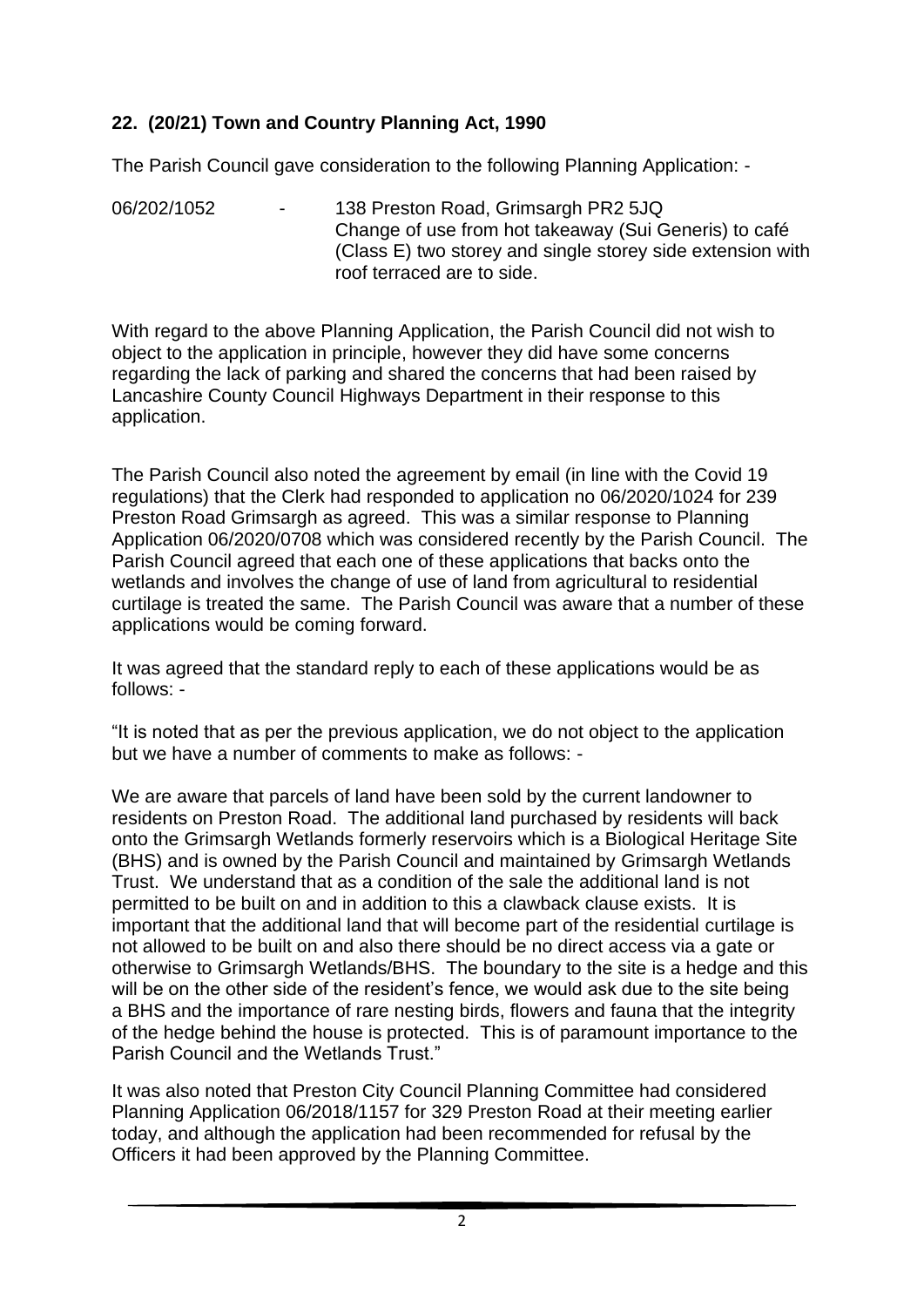## 22. (20/21) Town and Country Planning Act, 1990

The Parish Council gave consideration to the following Planning Application: -

06/202/1052 - 138 Preston Road, Grimsargh PR2 5JQ
Change of use from hot takeaway (Sui Generis) to café (Class E) two storey and single storey side extension with roof terraced are to side.

With regard to the above Planning Application, the Parish Council did not wish to object to the application in principle, however they did have some concerns regarding the lack of parking and shared the concerns that had been raised by Lancashire County Council Highways Department in their response to this application.

The Parish Council also noted the agreement by email (in line with the Covid 19 regulations) that the Clerk had responded to application no 06/2020/1024 for 239 Preston Road Grimsargh as agreed. This was a similar response to Planning Application 06/2020/0708 which was considered recently by the Parish Council. The Parish Council agreed that each one of these applications that backs onto the wetlands and involves the change of use of land from agricultural to residential curtilage is treated the same. The Parish Council was aware that a number of these applications would be coming forward.

It was agreed that the standard reply to each of these applications would be as follows: -

"It is noted that as per the previous application, we do not object to the application but we have a number of comments to make as follows: -

We are aware that parcels of land have been sold by the current landowner to residents on Preston Road. The additional land purchased by residents will back onto the Grimsargh Wetlands formerly reservoirs which is a Biological Heritage Site (BHS) and is owned by the Parish Council and maintained by Grimsargh Wetlands Trust. We understand that as a condition of the sale the additional land is not permitted to be built on and in addition to this a clawback clause exists. It is important that the additional land that will become part of the residential curtilage is not allowed to be built on and also there should be no direct access via a gate or otherwise to Grimsargh Wetlands/BHS. The boundary to the site is a hedge and this will be on the other side of the resident's fence, we would ask due to the site being a BHS and the importance of rare nesting birds, flowers and fauna that the integrity of the hedge behind the house is protected. This is of paramount importance to the Parish Council and the Wetlands Trust."

It was also noted that Preston City Council Planning Committee had considered Planning Application 06/2018/1157 for 329 Preston Road at their meeting earlier today, and although the application had been recommended for refusal by the Officers it had been approved by the Planning Committee.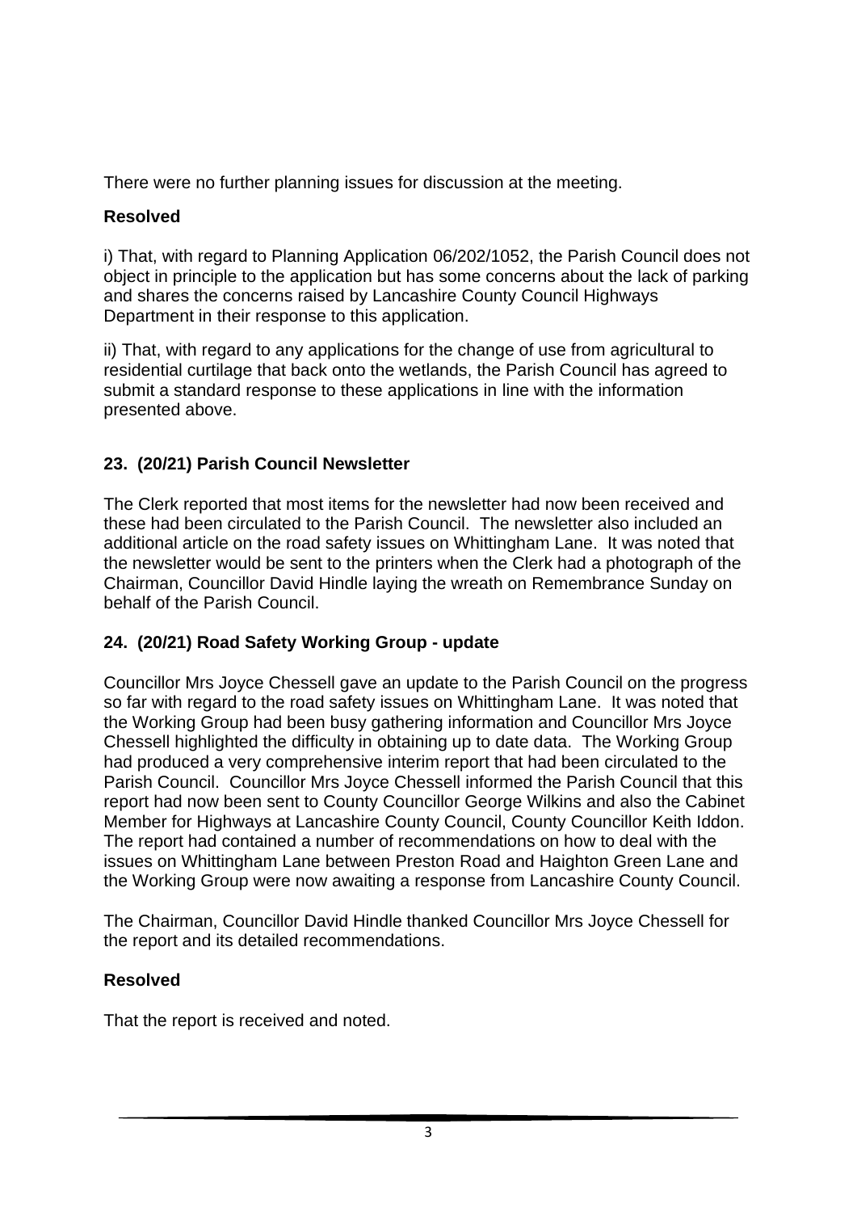There were no further planning issues for discussion at the meeting.

**Resolved**

i) That, with regard to Planning Application 06/202/1052, the Parish Council does not object in principle to the application but has some concerns about the lack of parking and shares the concerns raised by Lancashire County Council Highways Department in their response to this application.

ii) That, with regard to any applications for the change of use from agricultural to residential curtilage that back onto the wetlands, the Parish Council has agreed to submit a standard response to these applications in line with the information presented above.

## 23. (20/21) Parish Council Newsletter

The Clerk reported that most items for the newsletter had now been received and these had been circulated to the Parish Council. The newsletter also included an additional article on the road safety issues on Whittingham Lane. It was noted that the newsletter would be sent to the printers when the Clerk had a photograph of the Chairman, Councillor David Hindle laying the wreath on Remembrance Sunday on behalf of the Parish Council.

## 24. (20/21) Road Safety Working Group - update

Councillor Mrs Joyce Chessell gave an update to the Parish Council on the progress so far with regard to the road safety issues on Whittingham Lane. It was noted that the Working Group had been busy gathering information and Councillor Mrs Joyce Chessell highlighted the difficulty in obtaining up to date data. The Working Group had produced a very comprehensive interim report that had been circulated to the Parish Council. Councillor Mrs Joyce Chessell informed the Parish Council that this report had now been sent to County Councillor George Wilkins and also the Cabinet Member for Highways at Lancashire County Council, County Councillor Keith Iddon. The report had contained a number of recommendations on how to deal with the issues on Whittingham Lane between Preston Road and Haighton Green Lane and the Working Group were now awaiting a response from Lancashire County Council.

The Chairman, Councillor David Hindle thanked Councillor Mrs Joyce Chessell for the report and its detailed recommendations.

**Resolved**

That the report is received and noted.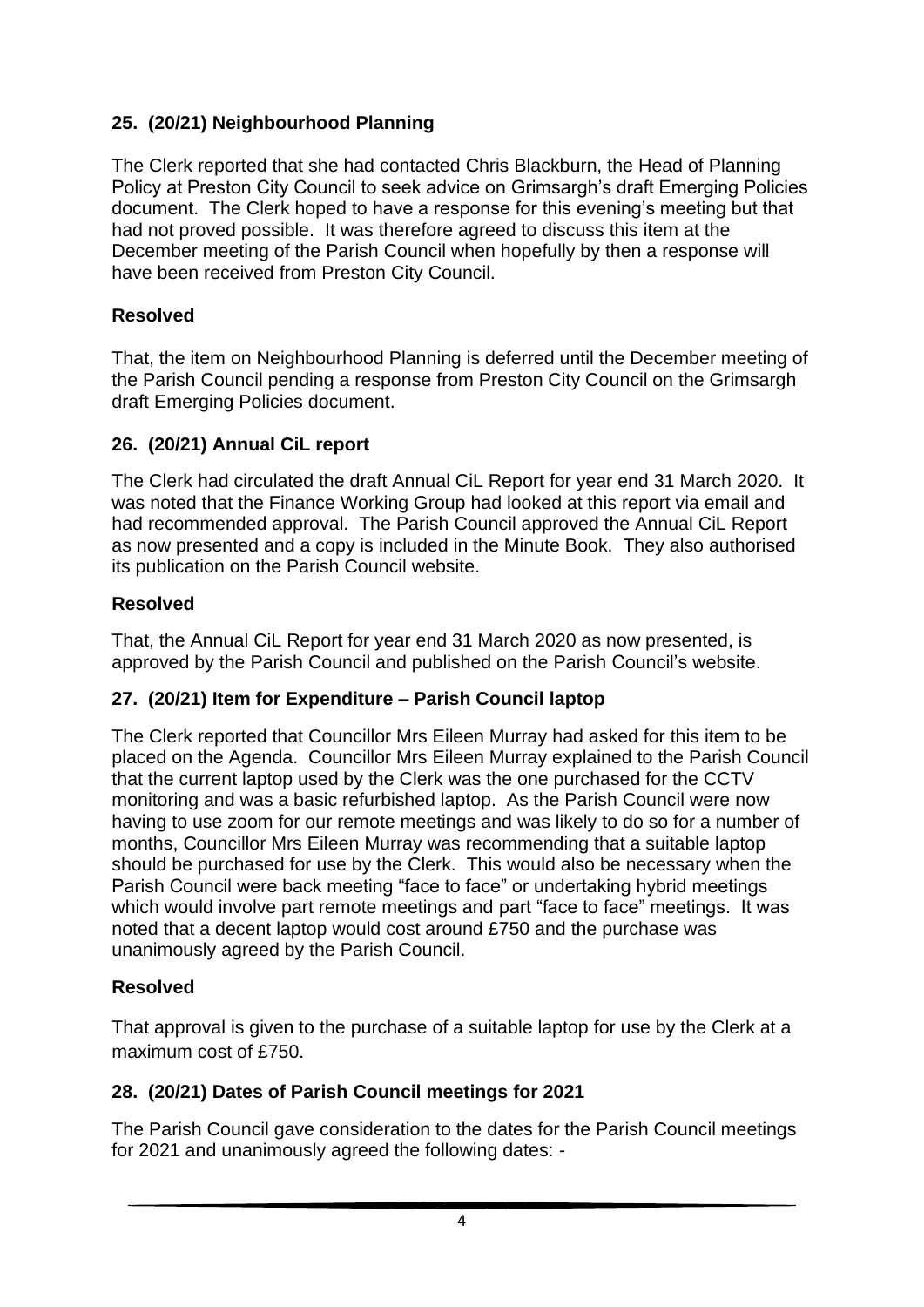### 25. (20/21) Neighbourhood Planning

The Clerk reported that she had contacted Chris Blackburn, the Head of Planning Policy at Preston City Council to seek advice on Grimsargh's draft Emerging Policies document. The Clerk hoped to have a response for this evening's meeting but that had not proved possible. It was therefore agreed to discuss this item at the December meeting of the Parish Council when hopefully by then a response will have been received from Preston City Council.

**Resolved**

That, the item on Neighbourhood Planning is deferred until the December meeting of the Parish Council pending a response from Preston City Council on the Grimsargh draft Emerging Policies document.

### 26. (20/21) Annual CiL report

The Clerk had circulated the draft Annual CiL Report for year end 31 March 2020. It was noted that the Finance Working Group had looked at this report via email and had recommended approval. The Parish Council approved the Annual CiL Report as now presented and a copy is included in the Minute Book. They also authorised its publication on the Parish Council website.

**Resolved**

That, the Annual CiL Report for year end 31 March 2020 as now presented, is approved by the Parish Council and published on the Parish Council's website.

### 27. (20/21) Item for Expenditure – Parish Council laptop

The Clerk reported that Councillor Mrs Eileen Murray had asked for this item to be placed on the Agenda. Councillor Mrs Eileen Murray explained to the Parish Council that the current laptop used by the Clerk was the one purchased for the CCTV monitoring and was a basic refurbished laptop. As the Parish Council were now having to use zoom for our remote meetings and was likely to do so for a number of months, Councillor Mrs Eileen Murray was recommending that a suitable laptop should be purchased for use by the Clerk. This would also be necessary when the Parish Council were back meeting "face to face" or undertaking hybrid meetings which would involve part remote meetings and part "face to face" meetings. It was noted that a decent laptop would cost around £750 and the purchase was unanimously agreed by the Parish Council.

**Resolved**

That approval is given to the purchase of a suitable laptop for use by the Clerk at a maximum cost of £750.

### 28. (20/21) Dates of Parish Council meetings for 2021

The Parish Council gave consideration to the dates for the Parish Council meetings for 2021 and unanimously agreed the following dates: -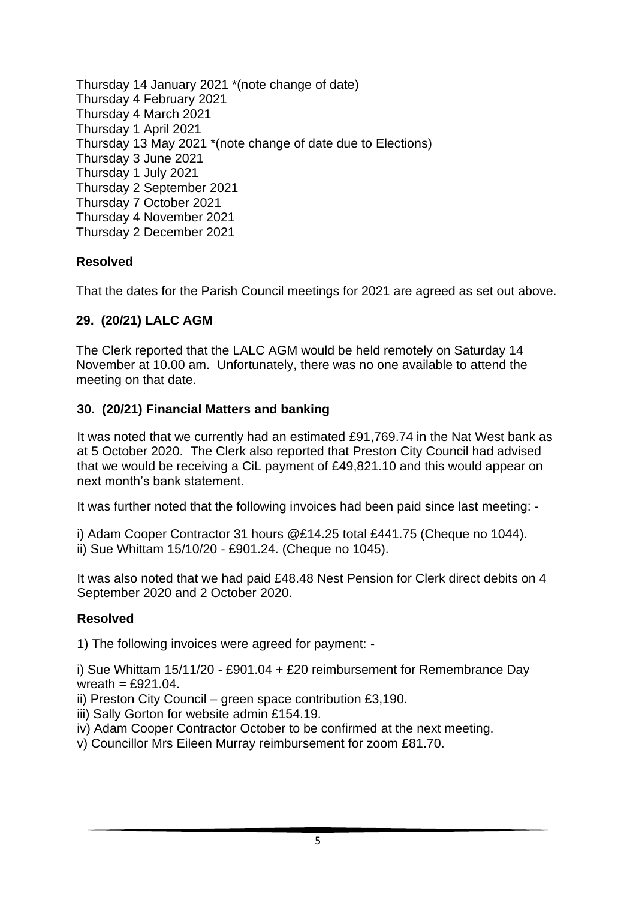Thursday 14 January 2021 *(note change of date)
Thursday 4 February 2021
Thursday 4 March 2021
Thursday 1 April 2021
Thursday 13 May 2021 *(note change of date due to Elections)
Thursday 3 June 2021
Thursday 1 July 2021
Thursday 2 September 2021
Thursday 7 October 2021
Thursday 4 November 2021
Thursday 2 December 2021

**Resolved**

That the dates for the Parish Council meetings for 2021 are agreed as set out above.

**29. (20/21) LALC AGM**

The Clerk reported that the LALC AGM would be held remotely on Saturday 14 November at 10.00 am. Unfortunately, there was no one available to attend the meeting on that date.

**30. (20/21) Financial Matters and banking**

It was noted that we currently had an estimated £91,769.74 in the Nat West bank as at 5 October 2020. The Clerk also reported that Preston City Council had advised that we would be receiving a CiL payment of £49,821.10 and this would appear on next month's bank statement.

It was further noted that the following invoices had been paid since last meeting: -

i) Adam Cooper Contractor 31 hours @£14.25 total £441.75 (Cheque no 1044).
ii) Sue Whittam 15/10/20 - £901.24. (Cheque no 1045).

It was also noted that we had paid £48.48 Nest Pension for Clerk direct debits on 4 September 2020 and 2 October 2020.

**Resolved**

1) The following invoices were agreed for payment: -

i) Sue Whittam 15/11/20 - £901.04 + £20 reimbursement for Remembrance Day wreath = £921.04.
ii) Preston City Council – green space contribution £3,190.
iii) Sally Gorton for website admin £154.19.
iv) Adam Cooper Contractor October to be confirmed at the next meeting.
v) Councillor Mrs Eileen Murray reimbursement for zoom £81.70.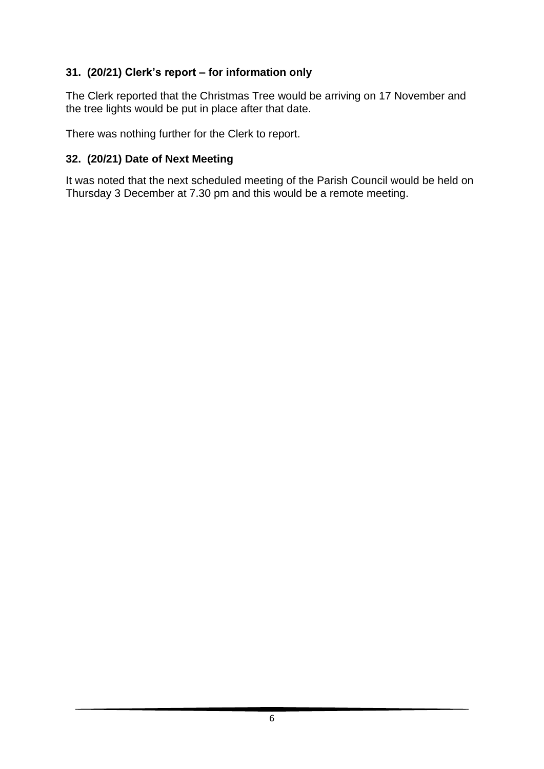### **31. (20/21) Clerk's report – for information only**

The Clerk reported that the Christmas Tree would be arriving on 17 November and the tree lights would be put in place after that date.

There was nothing further for the Clerk to report.

### **32. (20/21) Date of Next Meeting**

It was noted that the next scheduled meeting of the Parish Council would be held on Thursday 3 December at 7.30 pm and this would be a remote meeting.